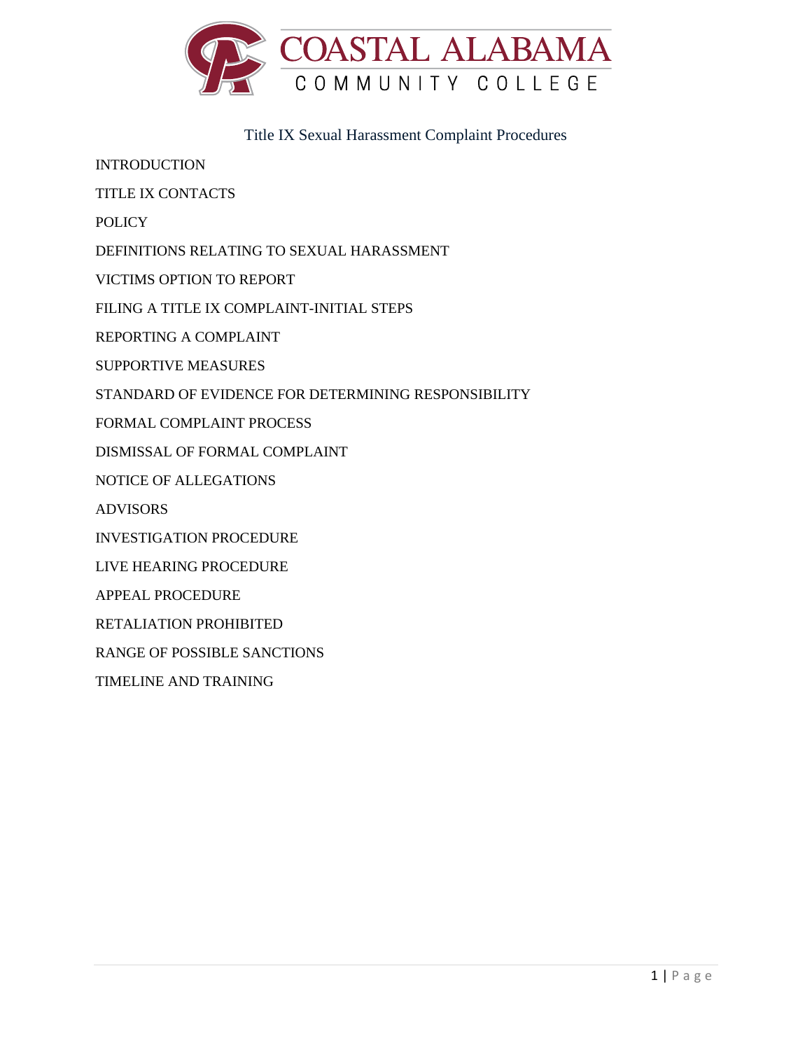COASTAL ALABAMA

COMMUNITY COLLEGE

# Title IX Sexual Harassment Complaint Procedures

INTRODUCTION

TITLE IX CONTACTS

POLICY

DEFINITIONS RELATING TO SEXUAL HARASSMENT

VICTIMS OPTION TO REPORT

FILING A TITLE IX COMPLAINT-INITIAL STEPS

REPORTING A COMPLAINT

SUPPORTIVE MEASURES

STANDARD OF EVIDENCE FOR DETERMINING RESPONSIBILITY

FORMAL COMPLAINT PROCESS

DISMISSAL OF FORMAL COMPLAINT

NOTICE OF ALLEGATIONS

ADVISORS

INVESTIGATION PROCEDURE

LIVE HEARING PROCEDURE

APPEAL PROCEDURE

RETALIATION PROHIBITED

RANGE OF POSSIBLE SANCTIONS

TIMELINE AND TRAINING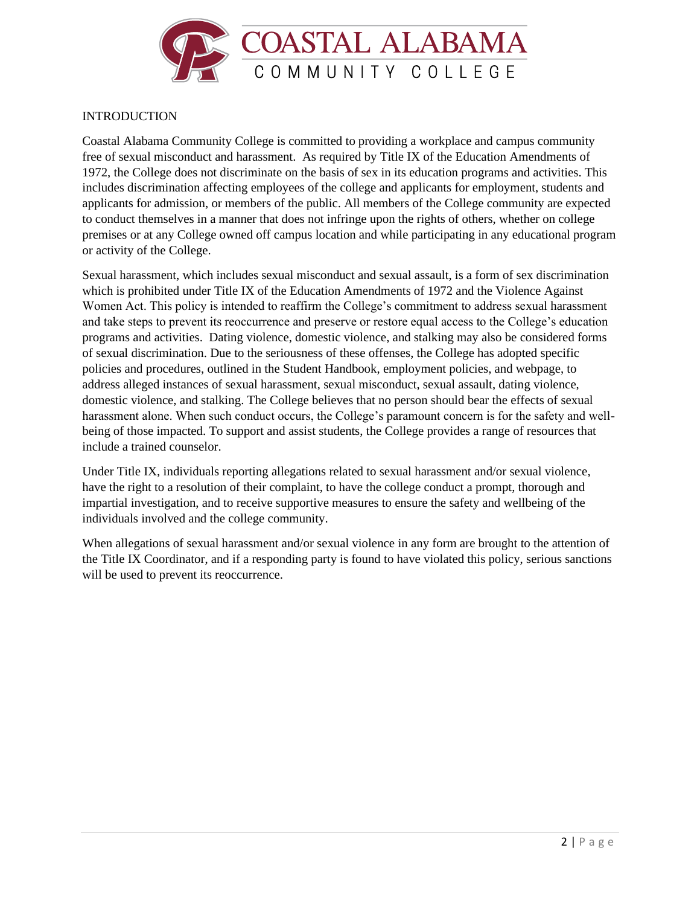## INTRODUCTION

Coastal Alabama Community College is committed to providing a workplace and campus community free of sexual misconduct and harassment. As required by Title IX of the Education Amendments of 1972, the College does not discriminate on the basis of sex in its education programs and activities. This includes discrimination affecting employees of the college and applicants for employment, students and applicants for admission, or members of the public. All members of the College community are expected to conduct themselves in a manner that does not infringe upon the rights of others, whether on college premises or at any College owned off campus location and while participating in any educational program or activity of the College.

Sexual harassment, which includes sexual misconduct and sexual assault, is a form of sex discrimination which is prohibited under Title IX of the Education Amendments of 1972 and the Violence Against Women Act. This policy is intended to reaffirm the College's commitment to address sexual harassment and take steps to prevent its reoccurrence and preserve or restore equal access to the College's education programs and activities. Dating violence, domestic violence, and stalking may also be considered forms of sexual discrimination. Due to the seriousness of these offenses, the College has adopted specific policies and procedures, outlined in the Student Handbook, employment policies, and webpage, to address alleged instances of sexual harassment, sexual misconduct, sexual assault, dating violence, domestic violence, and stalking. The College believes that no person should bear the effects of sexual harassment alone. When such conduct occurs, the College's paramount concern is for the safety and well-being of those impacted. To support and assist students, the College provides a range of resources that include a trained counselor.

Under Title IX, individuals reporting allegations related to sexual harassment and/or sexual violence, have the right to a resolution of their complaint, to have the college conduct a prompt, thorough and impartial investigation, and to receive supportive measures to ensure the safety and wellbeing of the individuals involved and the college community.

When allegations of sexual harassment and/or sexual violence in any form are brought to the attention of the Title IX Coordinator, and if a responding party is found to have violated this policy, serious sanctions will be used to prevent its reoccurrence.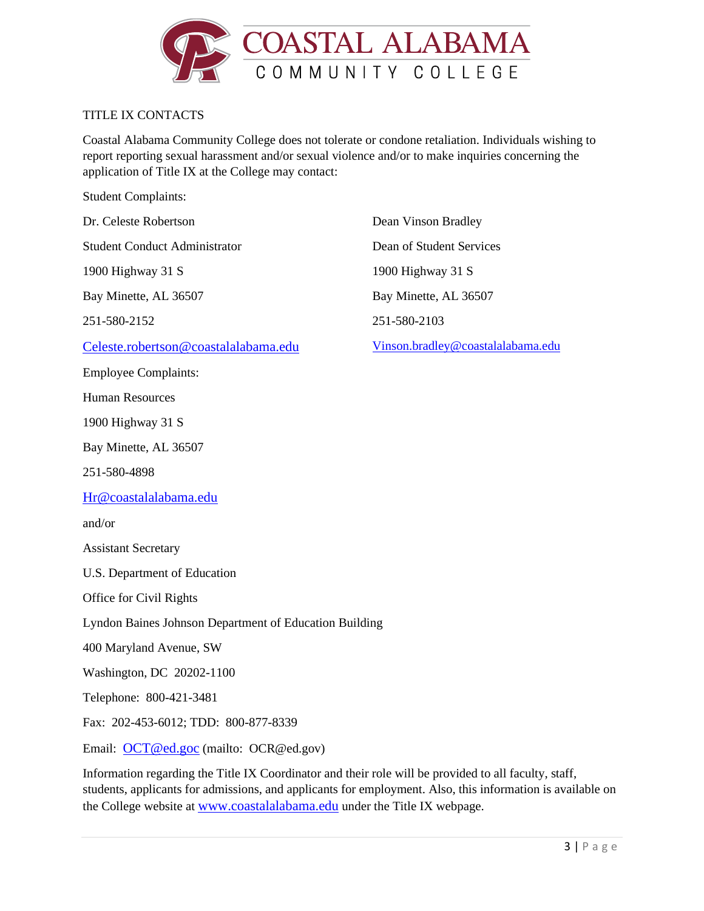TITLE IX CONTACTS

Coastal Alabama Community College does not tolerate or condone retaliation. Individuals wishing to report reporting sexual harassment and/or sexual violence and/or to make inquiries concerning the application of Title IX at the College may contact:

Student Complaints:

Dr. Celeste Robertson

Student Conduct Administrator

1900 Highway 31 S

Bay Minette, AL 36507

251-580-2152

Celeste.robertson@coastalalabama.edu

Dean Vinson Bradley

Dean of Student Services

1900 Highway 31 S

Bay Minette, AL 36507

251-580-2103

Vinson.bradley@coastalalabama.edu

Employee Complaints:

Human Resources

1900 Highway 31 S

Bay Minette, AL 36507

251-580-4898

Hr@coastalalabama.edu

and/or

Assistant Secretary

U.S. Department of Education

Office for Civil Rights

Lyndon Baines Johnson Department of Education Building

400 Maryland Avenue, SW

Washington, DC 20202-1100

Telephone: 800-421-3481

Fax: 202-453-6012; TDD: 800-877-8339

Email: OCT@ed.goc (mailto: OCR@ed.gov)

Information regarding the Title IX Coordinator and their role will be provided to all faculty, staff, students, applicants for admissions, and applicants for employment. Also, this information is available on the College website at www.coastalalabama.edu under the Title IX webpage.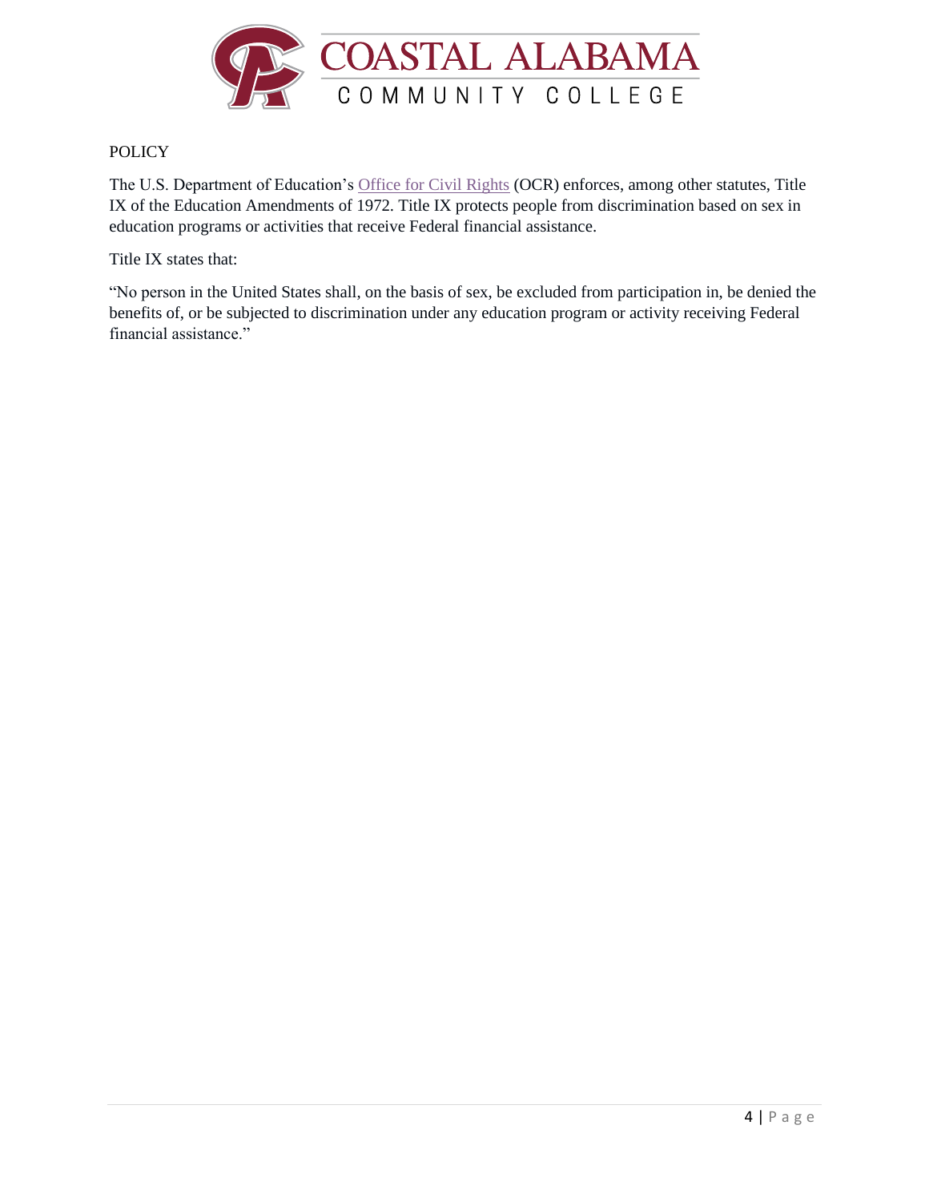## POLICY

The U.S. Department of Education's Office for Civil Rights (OCR) enforces, among other statutes, Title IX of the Education Amendments of 1972. Title IX protects people from discrimination based on sex in education programs or activities that receive Federal financial assistance.

Title IX states that:

"No person in the United States shall, on the basis of sex, be excluded from participation in, be denied the benefits of, or be subjected to discrimination under any education program or activity receiving Federal financial assistance."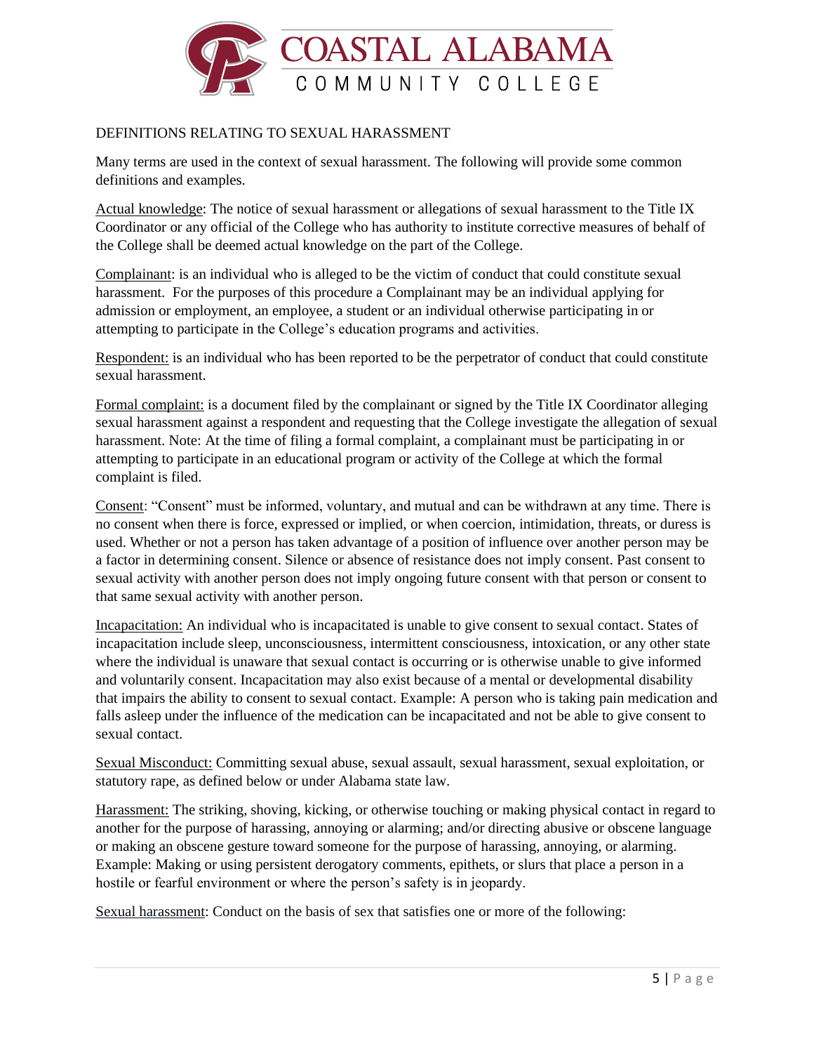## DEFINITIONS RELATING TO SEXUAL HARASSMENT

Many terms are used in the context of sexual harassment. The following will provide some common definitions and examples.

Actual knowledge: The notice of sexual harassment or allegations of sexual harassment to the Title IX Coordinator or any official of the College who has authority to institute corrective measures of behalf of the College shall be deemed actual knowledge on the part of the College.

Complainant: is an individual who is alleged to be the victim of conduct that could constitute sexual harassment. For the purposes of this procedure a Complainant may be an individual applying for admission or employment, an employee, a student or an individual otherwise participating in or attempting to participate in the College's education programs and activities.

Respondent: is an individual who has been reported to be the perpetrator of conduct that could constitute sexual harassment.

Formal complaint: is a document filed by the complainant or signed by the Title IX Coordinator alleging sexual harassment against a respondent and requesting that the College investigate the allegation of sexual harassment. Note: At the time of filing a formal complaint, a complainant must be participating in or attempting to participate in an educational program or activity of the College at which the formal complaint is filed.

Consent: "Consent" must be informed, voluntary, and mutual and can be withdrawn at any time. There is no consent when there is force, expressed or implied, or when coercion, intimidation, threats, or duress is used. Whether or not a person has taken advantage of a position of influence over another person may be a factor in determining consent. Silence or absence of resistance does not imply consent. Past consent to sexual activity with another person does not imply ongoing future consent with that person or consent to that same sexual activity with another person.

Incapacitation: An individual who is incapacitated is unable to give consent to sexual contact. States of incapacitation include sleep, unconsciousness, intermittent consciousness, intoxication, or any other state where the individual is unaware that sexual contact is occurring or is otherwise unable to give informed and voluntarily consent. Incapacitation may also exist because of a mental or developmental disability that impairs the ability to consent to sexual contact. Example: A person who is taking pain medication and falls asleep under the influence of the medication can be incapacitated and not be able to give consent to sexual contact.

Sexual Misconduct: Committing sexual abuse, sexual assault, sexual harassment, sexual exploitation, or statutory rape, as defined below or under Alabama state law.

Harassment: The striking, shoving, kicking, or otherwise touching or making physical contact in regard to another for the purpose of harassing, annoying or alarming; and/or directing abusive or obscene language or making an obscene gesture toward someone for the purpose of harassing, annoying, or alarming. Example: Making or using persistent derogatory comments, epithets, or slurs that place a person in a hostile or fearful environment or where the person's safety is in jeopardy.

Sexual harassment: Conduct on the basis of sex that satisfies one or more of the following: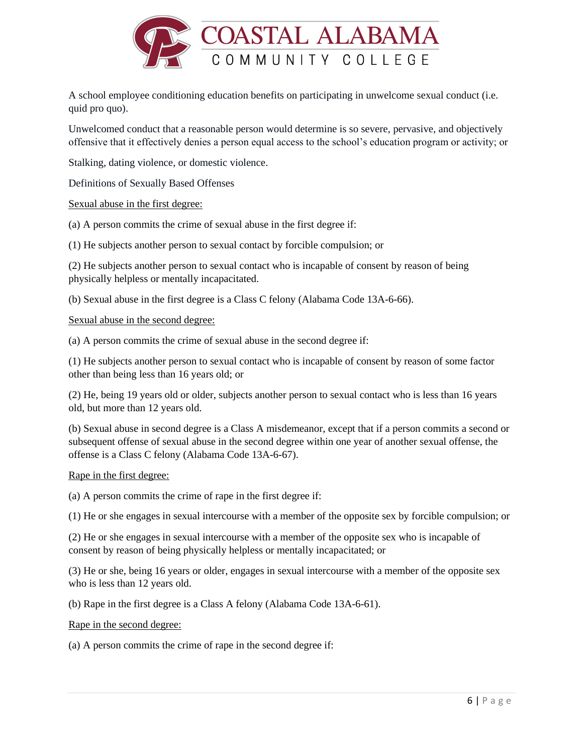A school employee conditioning education benefits on participating in unwelcome sexual conduct (i.e. quid pro quo).

Unwelcomed conduct that a reasonable person would determine is so severe, pervasive, and objectively offensive that it effectively denies a person equal access to the school's education program or activity; or

Stalking, dating violence, or domestic violence.

Definitions of Sexually Based Offenses

<u>Sexual abuse in the first degree:</u>

(a) A person commits the crime of sexual abuse in the first degree if:

(1) He subjects another person to sexual contact by forcible compulsion; or

(2) He subjects another person to sexual contact who is incapable of consent by reason of being physically helpless or mentally incapacitated.

(b) Sexual abuse in the first degree is a Class C felony (Alabama Code 13A-6-66).

<u>Sexual abuse in the second degree:</u>

(a) A person commits the crime of sexual abuse in the second degree if:

(1) He subjects another person to sexual contact who is incapable of consent by reason of some factor other than being less than 16 years old; or

(2) He, being 19 years old or older, subjects another person to sexual contact who is less than 16 years old, but more than 12 years old.

(b) Sexual abuse in second degree is a Class A misdemeanor, except that if a person commits a second or subsequent offense of sexual abuse in the second degree within one year of another sexual offense, the offense is a Class C felony (Alabama Code 13A-6-67).

<u>Rape in the first degree:</u>

(a) A person commits the crime of rape in the first degree if:

(1) He or she engages in sexual intercourse with a member of the opposite sex by forcible compulsion; or

(2) He or she engages in sexual intercourse with a member of the opposite sex who is incapable of consent by reason of being physically helpless or mentally incapacitated; or

(3) He or she, being 16 years or older, engages in sexual intercourse with a member of the opposite sex who is less than 12 years old.

(b) Rape in the first degree is a Class A felony (Alabama Code 13A-6-61).

<u>Rape in the second degree:</u>

(a) A person commits the crime of rape in the second degree if: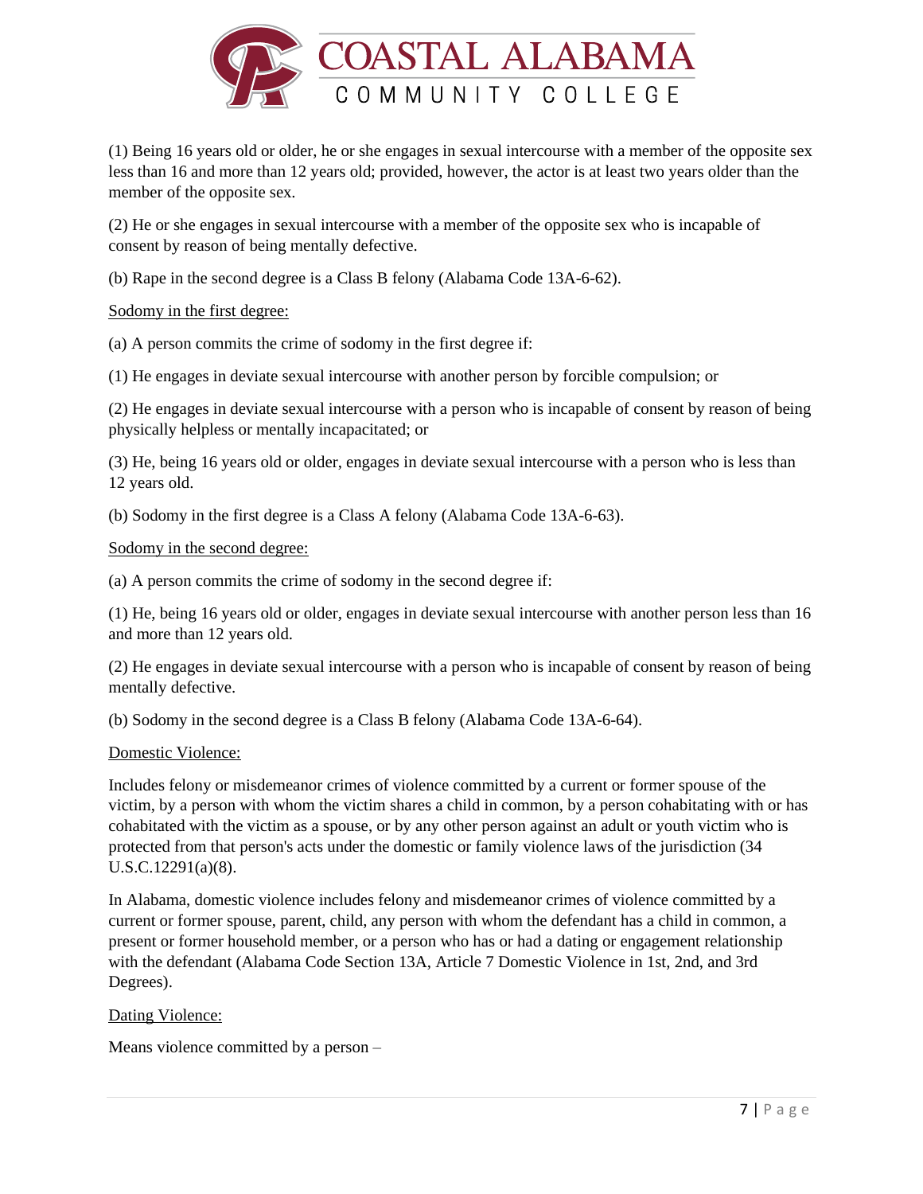(1) Being 16 years old or older, he or she engages in sexual intercourse with a member of the opposite sex less than 16 and more than 12 years old; provided, however, the actor is at least two years older than the member of the opposite sex.

(2) He or she engages in sexual intercourse with a member of the opposite sex who is incapable of consent by reason of being mentally defective.

(b) Rape in the second degree is a Class B felony (Alabama Code 13A-6-62).

Sodomy in the first degree:

(a) A person commits the crime of sodomy in the first degree if:

(1) He engages in deviate sexual intercourse with another person by forcible compulsion; or

(2) He engages in deviate sexual intercourse with a person who is incapable of consent by reason of being physically helpless or mentally incapacitated; or

(3) He, being 16 years old or older, engages in deviate sexual intercourse with a person who is less than 12 years old.

(b) Sodomy in the first degree is a Class A felony (Alabama Code 13A-6-63).

Sodomy in the second degree:

(a) A person commits the crime of sodomy in the second degree if:

(1) He, being 16 years old or older, engages in deviate sexual intercourse with another person less than 16 and more than 12 years old.

(2) He engages in deviate sexual intercourse with a person who is incapable of consent by reason of being mentally defective.

(b) Sodomy in the second degree is a Class B felony (Alabama Code 13A-6-64).

Domestic Violence:

Includes felony or misdemeanor crimes of violence committed by a current or former spouse of the victim, by a person with whom the victim shares a child in common, by a person cohabitating with or has cohabitated with the victim as a spouse, or by any other person against an adult or youth victim who is protected from that person's acts under the domestic or family violence laws of the jurisdiction (34 U.S.C.12291(a)(8).

In Alabama, domestic violence includes felony and misdemeanor crimes of violence committed by a current or former spouse, parent, child, any person with whom the defendant has a child in common, a present or former household member, or a person who has or had a dating or engagement relationship with the defendant (Alabama Code Section 13A, Article 7 Domestic Violence in 1st, 2nd, and 3rd Degrees).

Dating Violence:

Means violence committed by a person –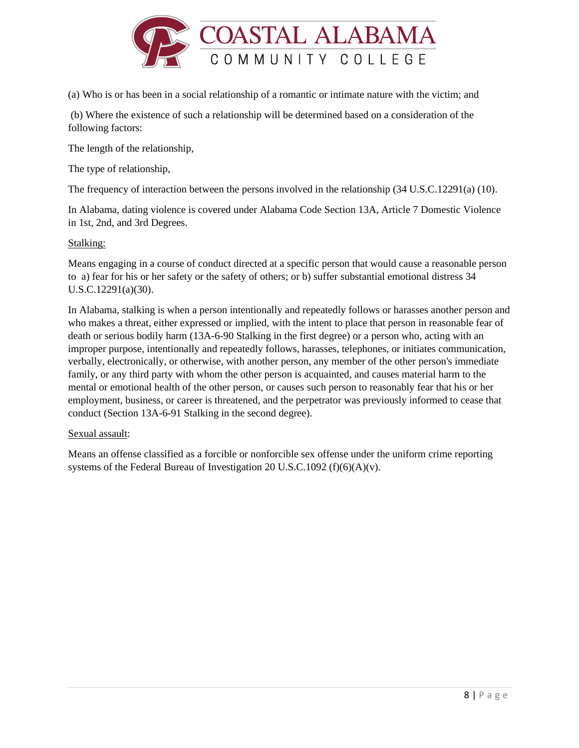(a) Who is or has been in a social relationship of a romantic or intimate nature with the victim; and

(b) Where the existence of such a relationship will be determined based on a consideration of the following factors:

The length of the relationship,

The type of relationship,

The frequency of interaction between the persons involved in the relationship (34 U.S.C.12291(a) (10).

In Alabama, dating violence is covered under Alabama Code Section 13A, Article 7 Domestic Violence in 1st, 2nd, and 3rd Degrees.

Stalking:

Means engaging in a course of conduct directed at a specific person that would cause a reasonable person to a) fear for his or her safety or the safety of others; or b) suffer substantial emotional distress 34 U.S.C.12291(a)(30).

In Alabama, stalking is when a person intentionally and repeatedly follows or harasses another person and who makes a threat, either expressed or implied, with the intent to place that person in reasonable fear of death or serious bodily harm (13A-6-90 Stalking in the first degree) or a person who, acting with an improper purpose, intentionally and repeatedly follows, harasses, telephones, or initiates communication, verbally, electronically, or otherwise, with another person, any member of the other person's immediate family, or any third party with whom the other person is acquainted, and causes material harm to the mental or emotional health of the other person, or causes such person to reasonably fear that his or her employment, business, or career is threatened, and the perpetrator was previously informed to cease that conduct (Section 13A-6-91 Stalking in the second degree).

Sexual assault:

Means an offense classified as a forcible or nonforcible sex offense under the uniform crime reporting systems of the Federal Bureau of Investigation 20 U.S.C.1092 (f)(6)(A)(v).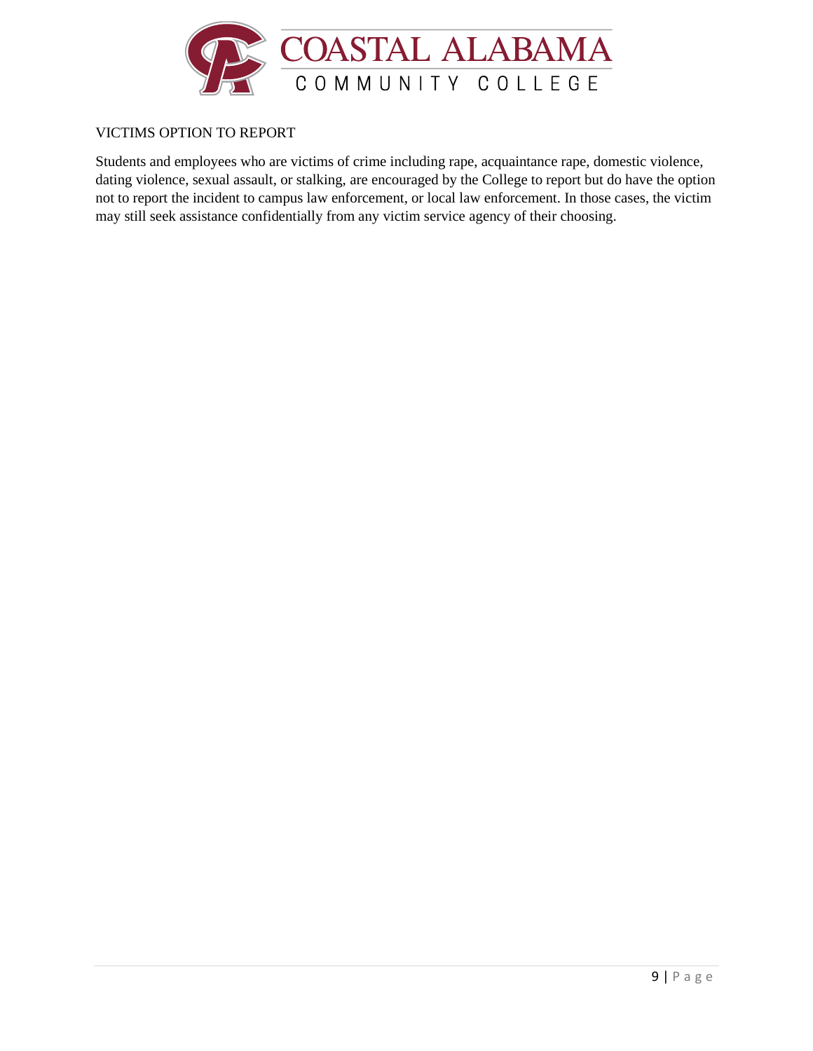## VICTIMS OPTION TO REPORT

Students and employees who are victims of crime including rape, acquaintance rape, domestic violence, dating violence, sexual assault, or stalking, are encouraged by the College to report but do have the option not to report the incident to campus law enforcement, or local law enforcement. In those cases, the victim may still seek assistance confidentially from any victim service agency of their choosing.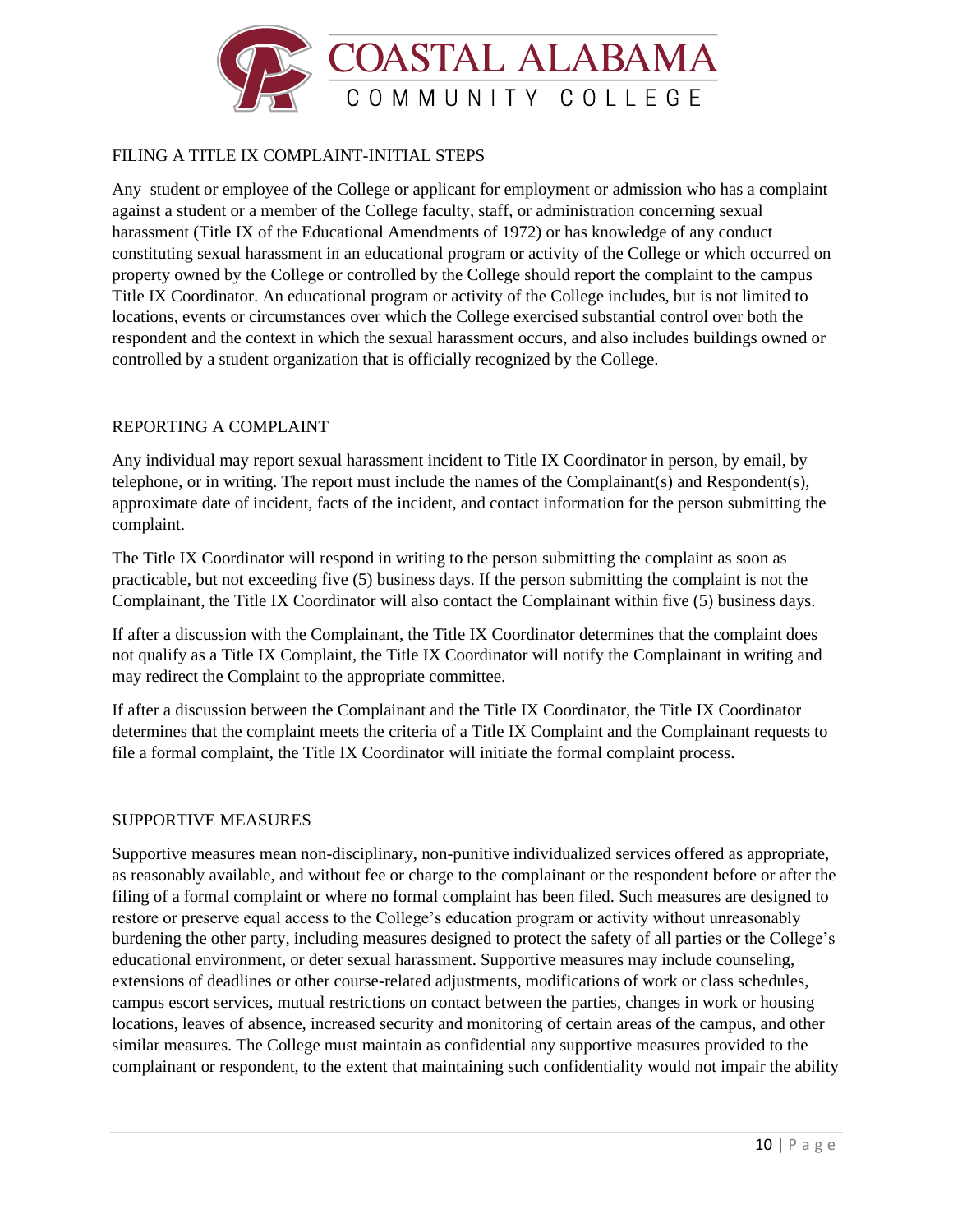## FILING A TITLE IX COMPLAINT-INITIAL STEPS

Any student or employee of the College or applicant for employment or admission who has a complaint against a student or a member of the College faculty, staff, or administration concerning sexual harassment (Title IX of the Educational Amendments of 1972) or has knowledge of any conduct constituting sexual harassment in an educational program or activity of the College or which occurred on property owned by the College or controlled by the College should report the complaint to the campus Title IX Coordinator. An educational program or activity of the College includes, but is not limited to locations, events or circumstances over which the College exercised substantial control over both the respondent and the context in which the sexual harassment occurs, and also includes buildings owned or controlled by a student organization that is officially recognized by the College.

## REPORTING A COMPLAINT

Any individual may report sexual harassment incident to Title IX Coordinator in person, by email, by telephone, or in writing. The report must include the names of the Complainant(s) and Respondent(s), approximate date of incident, facts of the incident, and contact information for the person submitting the complaint.

The Title IX Coordinator will respond in writing to the person submitting the complaint as soon as practicable, but not exceeding five (5) business days. If the person submitting the complaint is not the Complainant, the Title IX Coordinator will also contact the Complainant within five (5) business days.

If after a discussion with the Complainant, the Title IX Coordinator determines that the complaint does not qualify as a Title IX Complaint, the Title IX Coordinator will notify the Complainant in writing and may redirect the Complaint to the appropriate committee.

If after a discussion between the Complainant and the Title IX Coordinator, the Title IX Coordinator determines that the complaint meets the criteria of a Title IX Complaint and the Complainant requests to file a formal complaint, the Title IX Coordinator will initiate the formal complaint process.

## SUPPORTIVE MEASURES

Supportive measures mean non-disciplinary, non-punitive individualized services offered as appropriate, as reasonably available, and without fee or charge to the complainant or the respondent before or after the filing of a formal complaint or where no formal complaint has been filed. Such measures are designed to restore or preserve equal access to the College's education program or activity without unreasonably burdening the other party, including measures designed to protect the safety of all parties or the College's educational environment, or deter sexual harassment. Supportive measures may include counseling, extensions of deadlines or other course-related adjustments, modifications of work or class schedules, campus escort services, mutual restrictions on contact between the parties, changes in work or housing locations, leaves of absence, increased security and monitoring of certain areas of the campus, and other similar measures. The College must maintain as confidential any supportive measures provided to the complainant or respondent, to the extent that maintaining such confidentiality would not impair the ability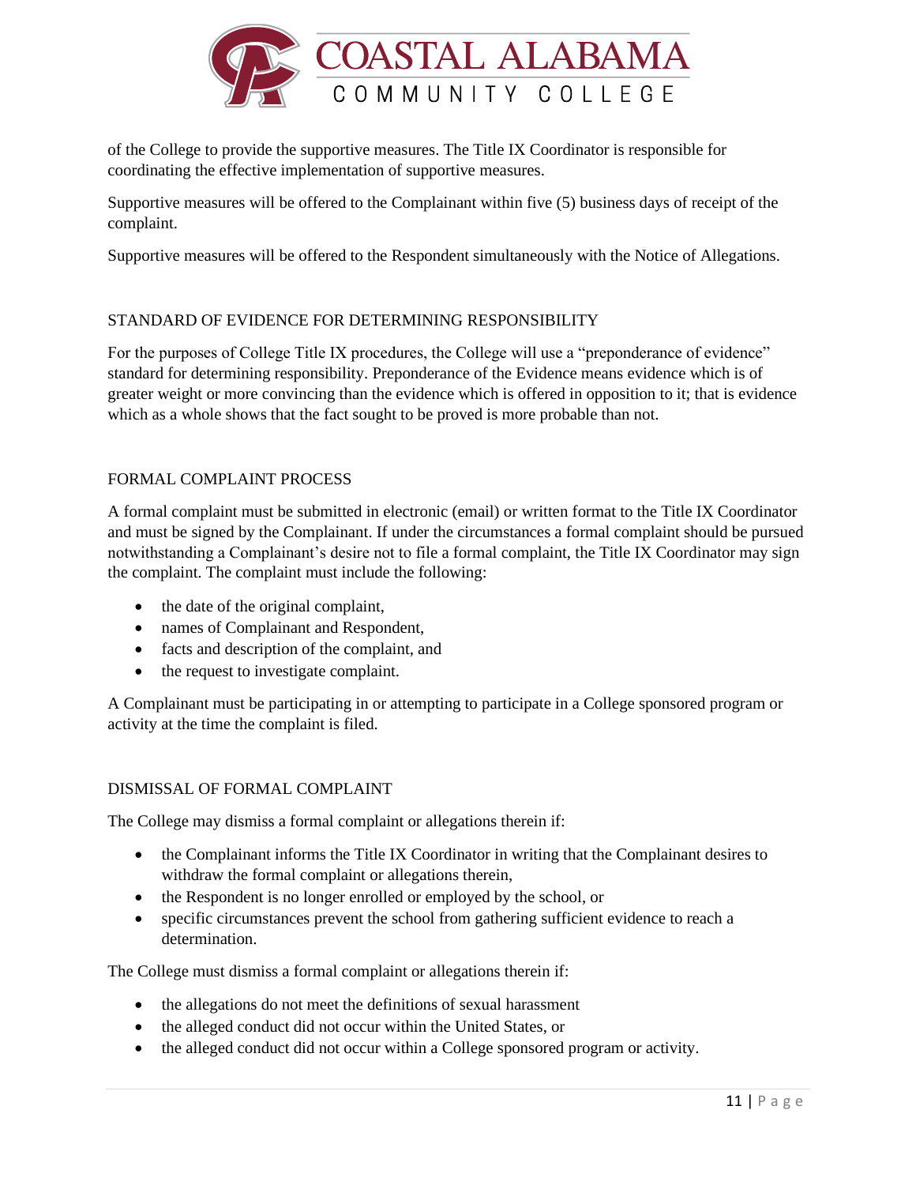of the College to provide the supportive measures. The Title IX Coordinator is responsible for coordinating the effective implementation of supportive measures.

Supportive measures will be offered to the Complainant within five (5) business days of receipt of the complaint.

Supportive measures will be offered to the Respondent simultaneously with the Notice of Allegations.

## STANDARD OF EVIDENCE FOR DETERMINING RESPONSIBILITY

For the purposes of College Title IX procedures, the College will use a "preponderance of evidence" standard for determining responsibility. Preponderance of the Evidence means evidence which is of greater weight or more convincing than the evidence which is offered in opposition to it; that is evidence which as a whole shows that the fact sought to be proved is more probable than not.

## FORMAL COMPLAINT PROCESS

A formal complaint must be submitted in electronic (email) or written format to the Title IX Coordinator and must be signed by the Complainant. If under the circumstances a formal complaint should be pursued notwithstanding a Complainant's desire not to file a formal complaint, the Title IX Coordinator may sign the complaint. The complaint must include the following:

- the date of the original complaint,
- names of Complainant and Respondent,
- facts and description of the complaint, and
- the request to investigate complaint.

A Complainant must be participating in or attempting to participate in a College sponsored program or activity at the time the complaint is filed.

## DISMISSAL OF FORMAL COMPLAINT

The College may dismiss a formal complaint or allegations therein if:

- the Complainant informs the Title IX Coordinator in writing that the Complainant desires to withdraw the formal complaint or allegations therein,
- the Respondent is no longer enrolled or employed by the school, or
- specific circumstances prevent the school from gathering sufficient evidence to reach a determination.

The College must dismiss a formal complaint or allegations therein if:

- the allegations do not meet the definitions of sexual harassment
- the alleged conduct did not occur within the United States, or
- the alleged conduct did not occur within a College sponsored program or activity.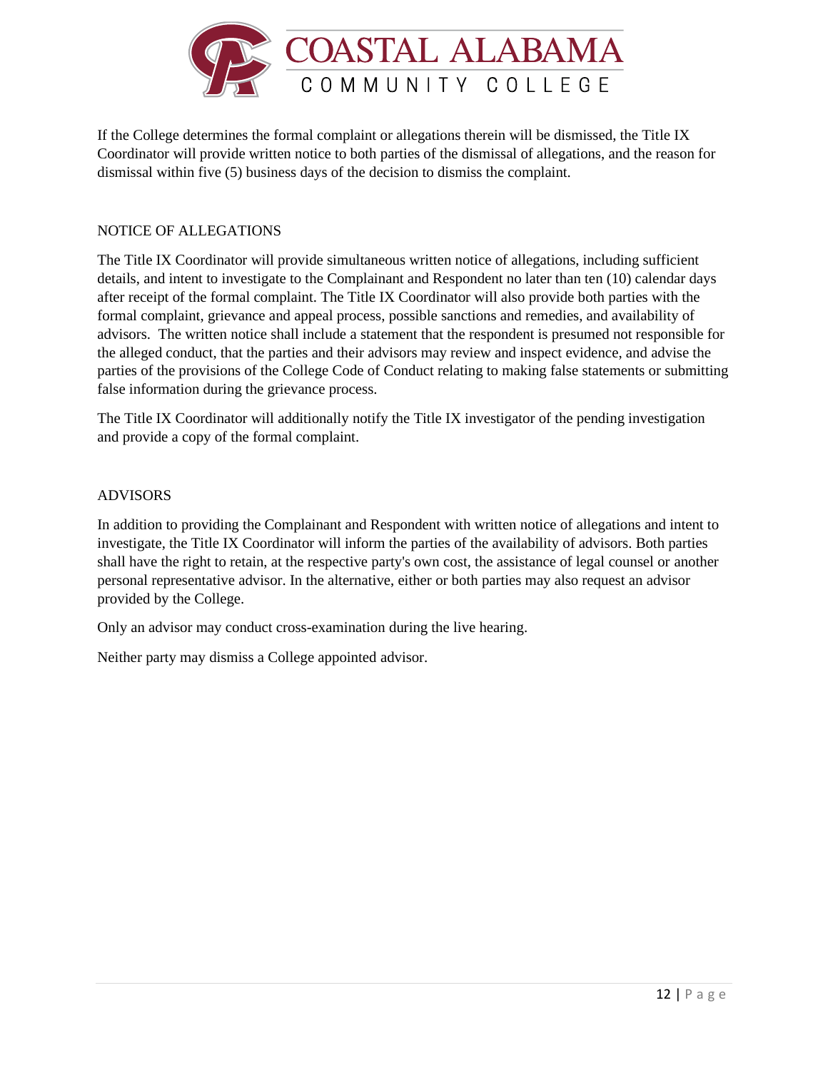If the College determines the formal complaint or allegations therein will be dismissed, the Title IX Coordinator will provide written notice to both parties of the dismissal of allegations, and the reason for dismissal within five (5) business days of the decision to dismiss the complaint.

## NOTICE OF ALLEGATIONS

The Title IX Coordinator will provide simultaneous written notice of allegations, including sufficient details, and intent to investigate to the Complainant and Respondent no later than ten (10) calendar days after receipt of the formal complaint. The Title IX Coordinator will also provide both parties with the formal complaint, grievance and appeal process, possible sanctions and remedies, and availability of advisors. The written notice shall include a statement that the respondent is presumed not responsible for the alleged conduct, that the parties and their advisors may review and inspect evidence, and advise the parties of the provisions of the College Code of Conduct relating to making false statements or submitting false information during the grievance process.

The Title IX Coordinator will additionally notify the Title IX investigator of the pending investigation and provide a copy of the formal complaint.

## ADVISORS

In addition to providing the Complainant and Respondent with written notice of allegations and intent to investigate, the Title IX Coordinator will inform the parties of the availability of advisors. Both parties shall have the right to retain, at the respective party's own cost, the assistance of legal counsel or another personal representative advisor. In the alternative, either or both parties may also request an advisor provided by the College.

Only an advisor may conduct cross-examination during the live hearing.

Neither party may dismiss a College appointed advisor.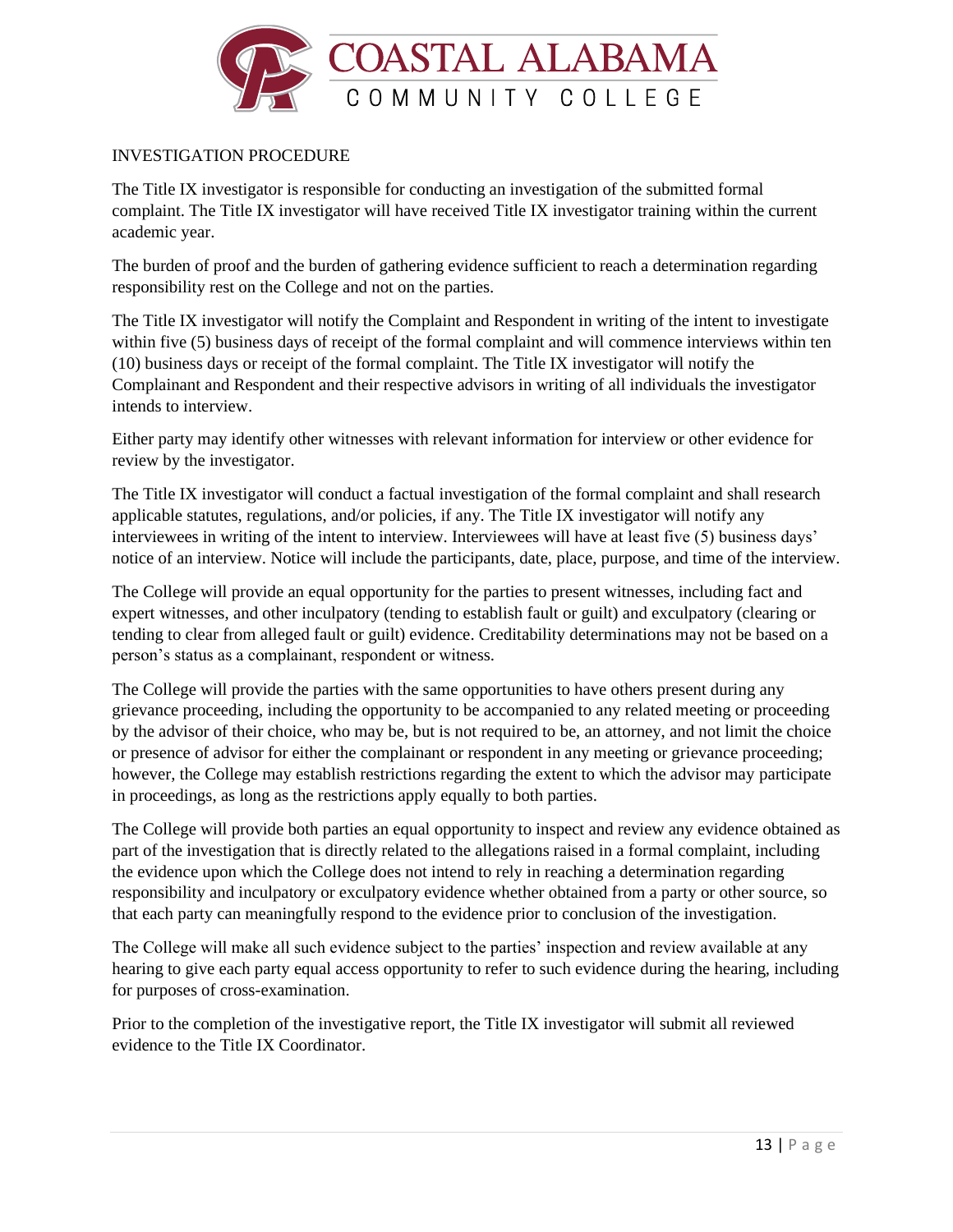INVESTIGATION PROCEDURE

The Title IX investigator is responsible for conducting an investigation of the submitted formal complaint. The Title IX investigator will have received Title IX investigator training within the current academic year.

The burden of proof and the burden of gathering evidence sufficient to reach a determination regarding responsibility rest on the College and not on the parties.

The Title IX investigator will notify the Complaint and Respondent in writing of the intent to investigate within five (5) business days of receipt of the formal complaint and will commence interviews within ten (10) business days or receipt of the formal complaint. The Title IX investigator will notify the Complainant and Respondent and their respective advisors in writing of all individuals the investigator intends to interview.

Either party may identify other witnesses with relevant information for interview or other evidence for review by the investigator.

The Title IX investigator will conduct a factual investigation of the formal complaint and shall research applicable statutes, regulations, and/or policies, if any. The Title IX investigator will notify any interviewees in writing of the intent to interview. Interviewees will have at least five (5) business days' notice of an interview. Notice will include the participants, date, place, purpose, and time of the interview.

The College will provide an equal opportunity for the parties to present witnesses, including fact and expert witnesses, and other inculpatory (tending to establish fault or guilt) and exculpatory (clearing or tending to clear from alleged fault or guilt) evidence. Creditability determinations may not be based on a person's status as a complainant, respondent or witness.

The College will provide the parties with the same opportunities to have others present during any grievance proceeding, including the opportunity to be accompanied to any related meeting or proceeding by the advisor of their choice, who may be, but is not required to be, an attorney, and not limit the choice or presence of advisor for either the complainant or respondent in any meeting or grievance proceeding; however, the College may establish restrictions regarding the extent to which the advisor may participate in proceedings, as long as the restrictions apply equally to both parties.

The College will provide both parties an equal opportunity to inspect and review any evidence obtained as part of the investigation that is directly related to the allegations raised in a formal complaint, including the evidence upon which the College does not intend to rely in reaching a determination regarding responsibility and inculpatory or exculpatory evidence whether obtained from a party or other source, so that each party can meaningfully respond to the evidence prior to conclusion of the investigation.

The College will make all such evidence subject to the parties' inspection and review available at any hearing to give each party equal access opportunity to refer to such evidence during the hearing, including for purposes of cross-examination.

Prior to the completion of the investigative report, the Title IX investigator will submit all reviewed evidence to the Title IX Coordinator.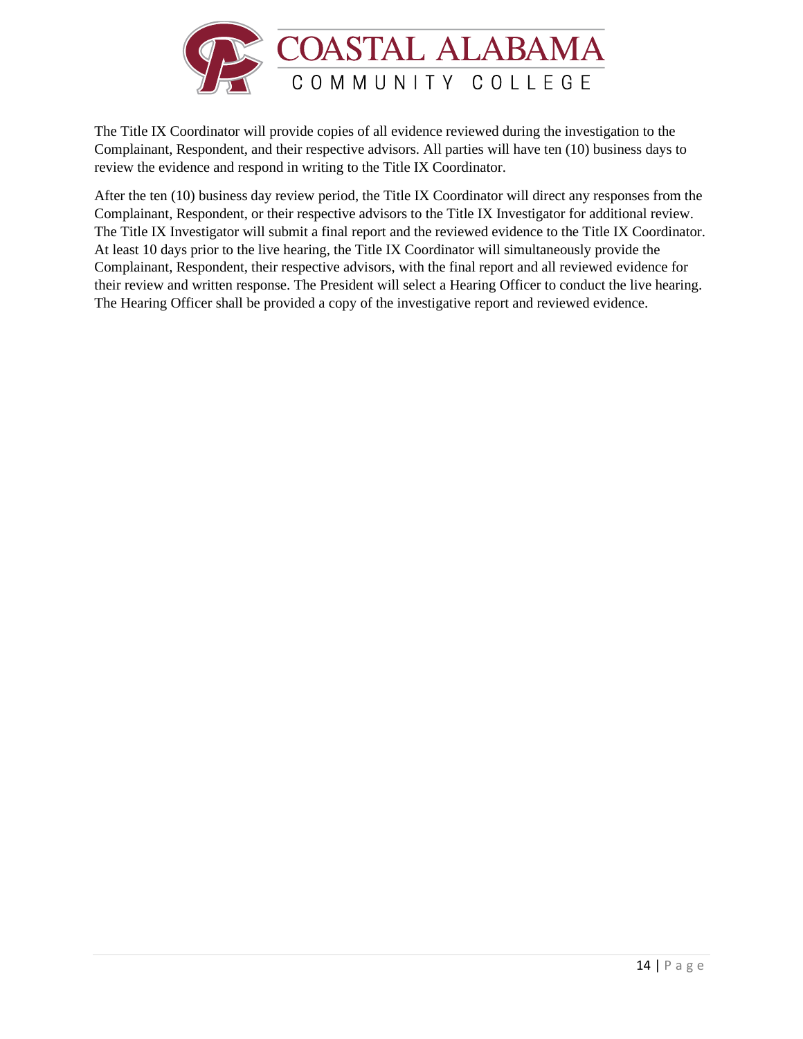The Title IX Coordinator will provide copies of all evidence reviewed during the investigation to the Complainant, Respondent, and their respective advisors. All parties will have ten (10) business days to review the evidence and respond in writing to the Title IX Coordinator.

After the ten (10) business day review period, the Title IX Coordinator will direct any responses from the Complainant, Respondent, or their respective advisors to the Title IX Investigator for additional review. The Title IX Investigator will submit a final report and the reviewed evidence to the Title IX Coordinator. At least 10 days prior to the live hearing, the Title IX Coordinator will simultaneously provide the Complainant, Respondent, their respective advisors, with the final report and all reviewed evidence for their review and written response. The President will select a Hearing Officer to conduct the live hearing. The Hearing Officer shall be provided a copy of the investigative report and reviewed evidence.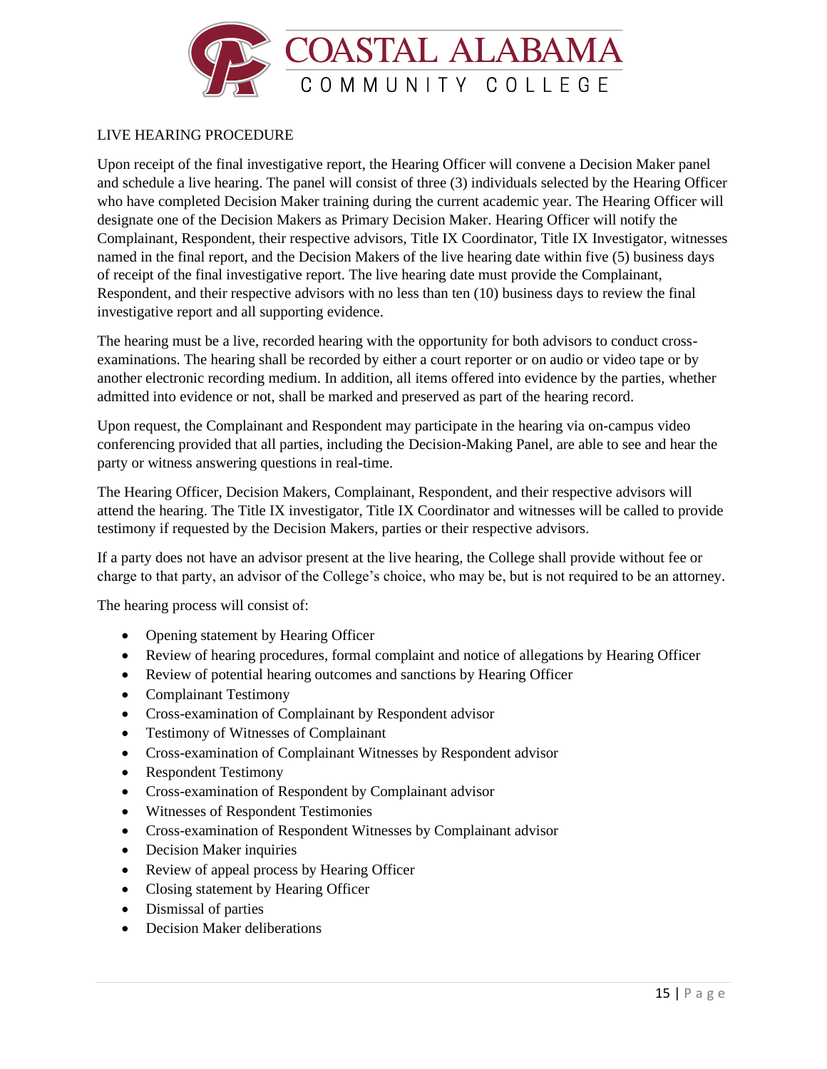LIVE HEARING PROCEDURE

Upon receipt of the final investigative report, the Hearing Officer will convene a Decision Maker panel and schedule a live hearing. The panel will consist of three (3) individuals selected by the Hearing Officer who have completed Decision Maker training during the current academic year. The Hearing Officer will designate one of the Decision Makers as Primary Decision Maker. Hearing Officer will notify the Complainant, Respondent, their respective advisors, Title IX Coordinator, Title IX Investigator, witnesses named in the final report, and the Decision Makers of the live hearing date within five (5) business days of receipt of the final investigative report. The live hearing date must provide the Complainant, Respondent, and their respective advisors with no less than ten (10) business days to review the final investigative report and all supporting evidence.

The hearing must be a live, recorded hearing with the opportunity for both advisors to conduct cross-examinations. The hearing shall be recorded by either a court reporter or on audio or video tape or by another electronic recording medium. In addition, all items offered into evidence by the parties, whether admitted into evidence or not, shall be marked and preserved as part of the hearing record.

Upon request, the Complainant and Respondent may participate in the hearing via on-campus video conferencing provided that all parties, including the Decision-Making Panel, are able to see and hear the party or witness answering questions in real-time.

The Hearing Officer, Decision Makers, Complainant, Respondent, and their respective advisors will attend the hearing. The Title IX investigator, Title IX Coordinator and witnesses will be called to provide testimony if requested by the Decision Makers, parties or their respective advisors.

If a party does not have an advisor present at the live hearing, the College shall provide without fee or charge to that party, an advisor of the College's choice, who may be, but is not required to be an attorney.

The hearing process will consist of:

- Opening statement by Hearing Officer
- Review of hearing procedures, formal complaint and notice of allegations by Hearing Officer
- Review of potential hearing outcomes and sanctions by Hearing Officer
- Complainant Testimony
- Cross-examination of Complainant by Respondent advisor
- Testimony of Witnesses of Complainant
- Cross-examination of Complainant Witnesses by Respondent advisor
- Respondent Testimony
- Cross-examination of Respondent by Complainant advisor
- Witnesses of Respondent Testimonies
- Cross-examination of Respondent Witnesses by Complainant advisor
- Decision Maker inquiries
- Review of appeal process by Hearing Officer
- Closing statement by Hearing Officer
- Dismissal of parties
- Decision Maker deliberations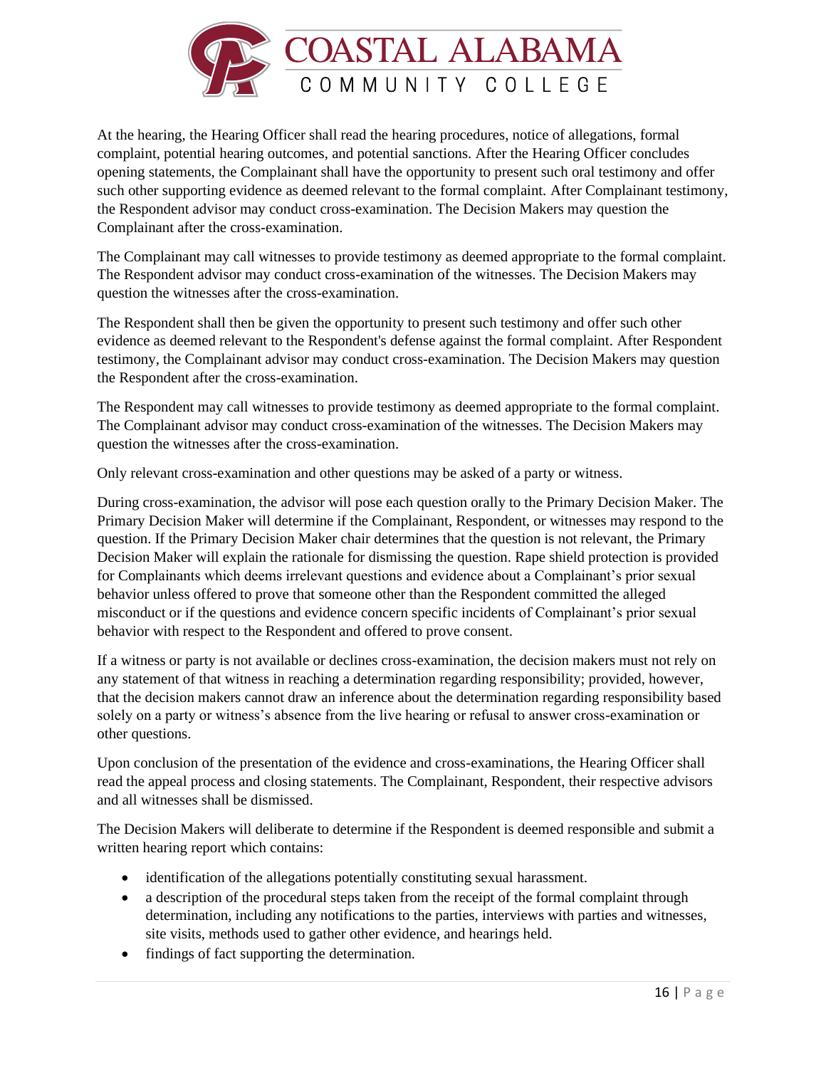At the hearing, the Hearing Officer shall read the hearing procedures, notice of allegations, formal complaint, potential hearing outcomes, and potential sanctions. After the Hearing Officer concludes opening statements, the Complainant shall have the opportunity to present such oral testimony and offer such other supporting evidence as deemed relevant to the formal complaint. After Complainant testimony, the Respondent advisor may conduct cross-examination. The Decision Makers may question the Complainant after the cross-examination.

The Complainant may call witnesses to provide testimony as deemed appropriate to the formal complaint. The Respondent advisor may conduct cross-examination of the witnesses. The Decision Makers may question the witnesses after the cross-examination.

The Respondent shall then be given the opportunity to present such testimony and offer such other evidence as deemed relevant to the Respondent's defense against the formal complaint. After Respondent testimony, the Complainant advisor may conduct cross-examination. The Decision Makers may question the Respondent after the cross-examination.

The Respondent may call witnesses to provide testimony as deemed appropriate to the formal complaint. The Complainant advisor may conduct cross-examination of the witnesses. The Decision Makers may question the witnesses after the cross-examination.

Only relevant cross-examination and other questions may be asked of a party or witness.

During cross-examination, the advisor will pose each question orally to the Primary Decision Maker. The Primary Decision Maker will determine if the Complainant, Respondent, or witnesses may respond to the question. If the Primary Decision Maker chair determines that the question is not relevant, the Primary Decision Maker will explain the rationale for dismissing the question. Rape shield protection is provided for Complainants which deems irrelevant questions and evidence about a Complainant's prior sexual behavior unless offered to prove that someone other than the Respondent committed the alleged misconduct or if the questions and evidence concern specific incidents of Complainant's prior sexual behavior with respect to the Respondent and offered to prove consent.

If a witness or party is not available or declines cross-examination, the decision makers must not rely on any statement of that witness in reaching a determination regarding responsibility; provided, however, that the decision makers cannot draw an inference about the determination regarding responsibility based solely on a party or witness's absence from the live hearing or refusal to answer cross-examination or other questions.

Upon conclusion of the presentation of the evidence and cross-examinations, the Hearing Officer shall read the appeal process and closing statements. The Complainant, Respondent, their respective advisors and all witnesses shall be dismissed.

The Decision Makers will deliberate to determine if the Respondent is deemed responsible and submit a written hearing report which contains:

- identification of the allegations potentially constituting sexual harassment.
- a description of the procedural steps taken from the receipt of the formal complaint through determination, including any notifications to the parties, interviews with parties and witnesses, site visits, methods used to gather other evidence, and hearings held.
- findings of fact supporting the determination.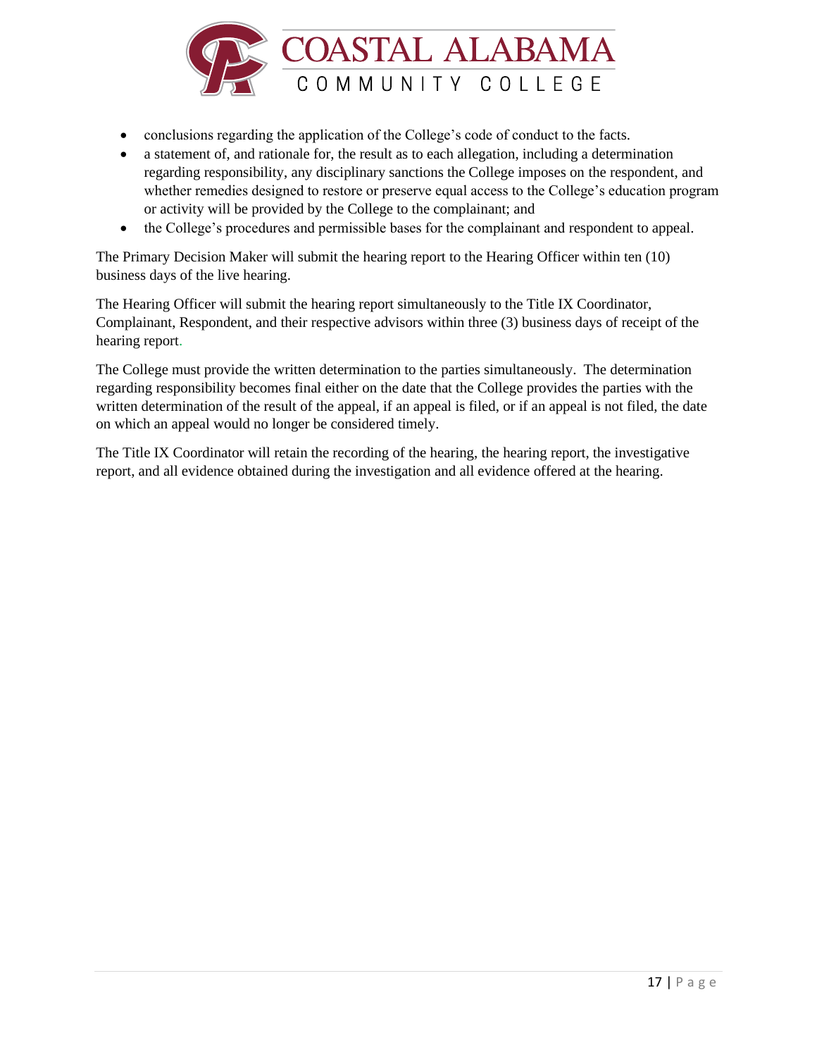- conclusions regarding the application of the College's code of conduct to the facts.
- a statement of, and rationale for, the result as to each allegation, including a determination regarding responsibility, any disciplinary sanctions the College imposes on the respondent, and whether remedies designed to restore or preserve equal access to the College's education program or activity will be provided by the College to the complainant; and
- the College's procedures and permissible bases for the complainant and respondent to appeal.

The Primary Decision Maker will submit the hearing report to the Hearing Officer within ten (10) business days of the live hearing.

The Hearing Officer will submit the hearing report simultaneously to the Title IX Coordinator, Complainant, Respondent, and their respective advisors within three (3) business days of receipt of the hearing report.

The College must provide the written determination to the parties simultaneously. The determination regarding responsibility becomes final either on the date that the College provides the parties with the written determination of the result of the appeal, if an appeal is filed, or if an appeal is not filed, the date on which an appeal would no longer be considered timely.

The Title IX Coordinator will retain the recording of the hearing, the hearing report, the investigative report, and all evidence obtained during the investigation and all evidence offered at the hearing.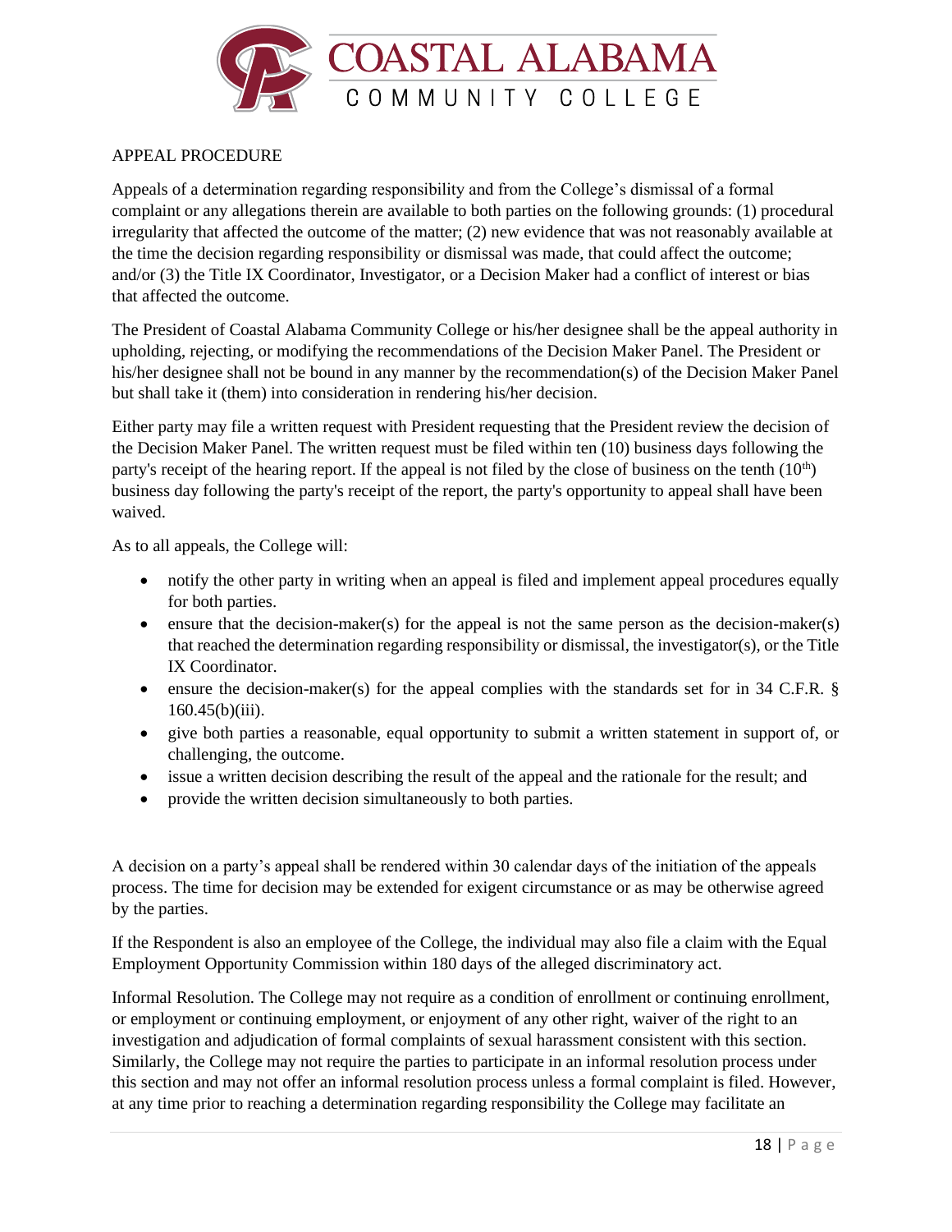## APPEAL PROCEDURE

Appeals of a determination regarding responsibility and from the College's dismissal of a formal complaint or any allegations therein are available to both parties on the following grounds: (1) procedural irregularity that affected the outcome of the matter; (2) new evidence that was not reasonably available at the time the decision regarding responsibility or dismissal was made, that could affect the outcome; and/or (3) the Title IX Coordinator, Investigator, or a Decision Maker had a conflict of interest or bias that affected the outcome.

The President of Coastal Alabama Community College or his/her designee shall be the appeal authority in upholding, rejecting, or modifying the recommendations of the Decision Maker Panel. The President or his/her designee shall not be bound in any manner by the recommendation(s) of the Decision Maker Panel but shall take it (them) into consideration in rendering his/her decision.

Either party may file a written request with President requesting that the President review the decision of the Decision Maker Panel. The written request must be filed within ten (10) business days following the party's receipt of the hearing report. If the appeal is not filed by the close of business on the tenth (10th) business day following the party's receipt of the report, the party's opportunity to appeal shall have been waived.

As to all appeals, the College will:

- notify the other party in writing when an appeal is filed and implement appeal procedures equally for both parties.
- ensure that the decision-maker(s) for the appeal is not the same person as the decision-maker(s) that reached the determination regarding responsibility or dismissal, the investigator(s), or the Title IX Coordinator.
- ensure the decision-maker(s) for the appeal complies with the standards set for in 34 C.F.R. § 160.45(b)(iii).
- give both parties a reasonable, equal opportunity to submit a written statement in support of, or challenging, the outcome.
- issue a written decision describing the result of the appeal and the rationale for the result; and
- provide the written decision simultaneously to both parties.

A decision on a party's appeal shall be rendered within 30 calendar days of the initiation of the appeals process. The time for decision may be extended for exigent circumstance or as may be otherwise agreed by the parties.

If the Respondent is also an employee of the College, the individual may also file a claim with the Equal Employment Opportunity Commission within 180 days of the alleged discriminatory act.

Informal Resolution. The College may not require as a condition of enrollment or continuing enrollment, or employment or continuing employment, or enjoyment of any other right, waiver of the right to an investigation and adjudication of formal complaints of sexual harassment consistent with this section. Similarly, the College may not require the parties to participate in an informal resolution process under this section and may not offer an informal resolution process unless a formal complaint is filed. However, at any time prior to reaching a determination regarding responsibility the College may facilitate an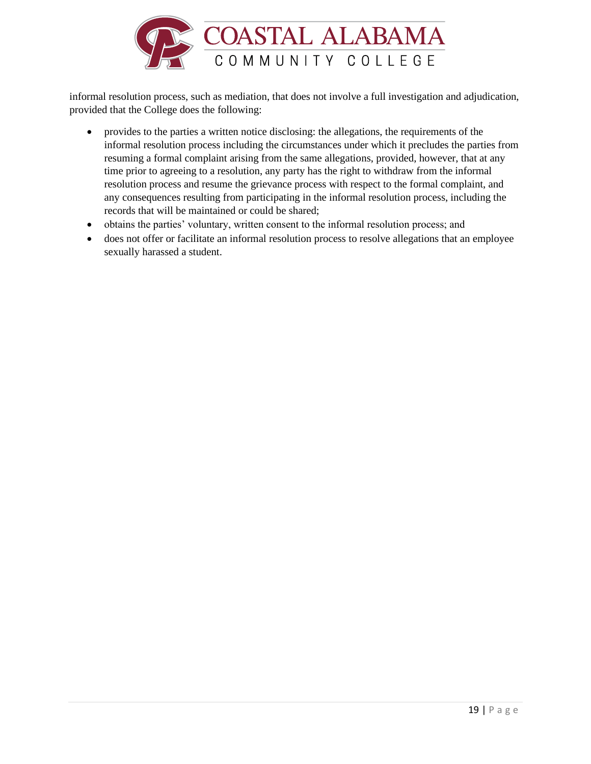informal resolution process, such as mediation, that does not involve a full investigation and adjudication, provided that the College does the following:

- provides to the parties a written notice disclosing: the allegations, the requirements of the informal resolution process including the circumstances under which it precludes the parties from resuming a formal complaint arising from the same allegations, provided, however, that at any time prior to agreeing to a resolution, any party has the right to withdraw from the informal resolution process and resume the grievance process with respect to the formal complaint, and any consequences resulting from participating in the informal resolution process, including the records that will be maintained or could be shared;
- obtains the parties' voluntary, written consent to the informal resolution process; and
- does not offer or facilitate an informal resolution process to resolve allegations that an employee sexually harassed a student.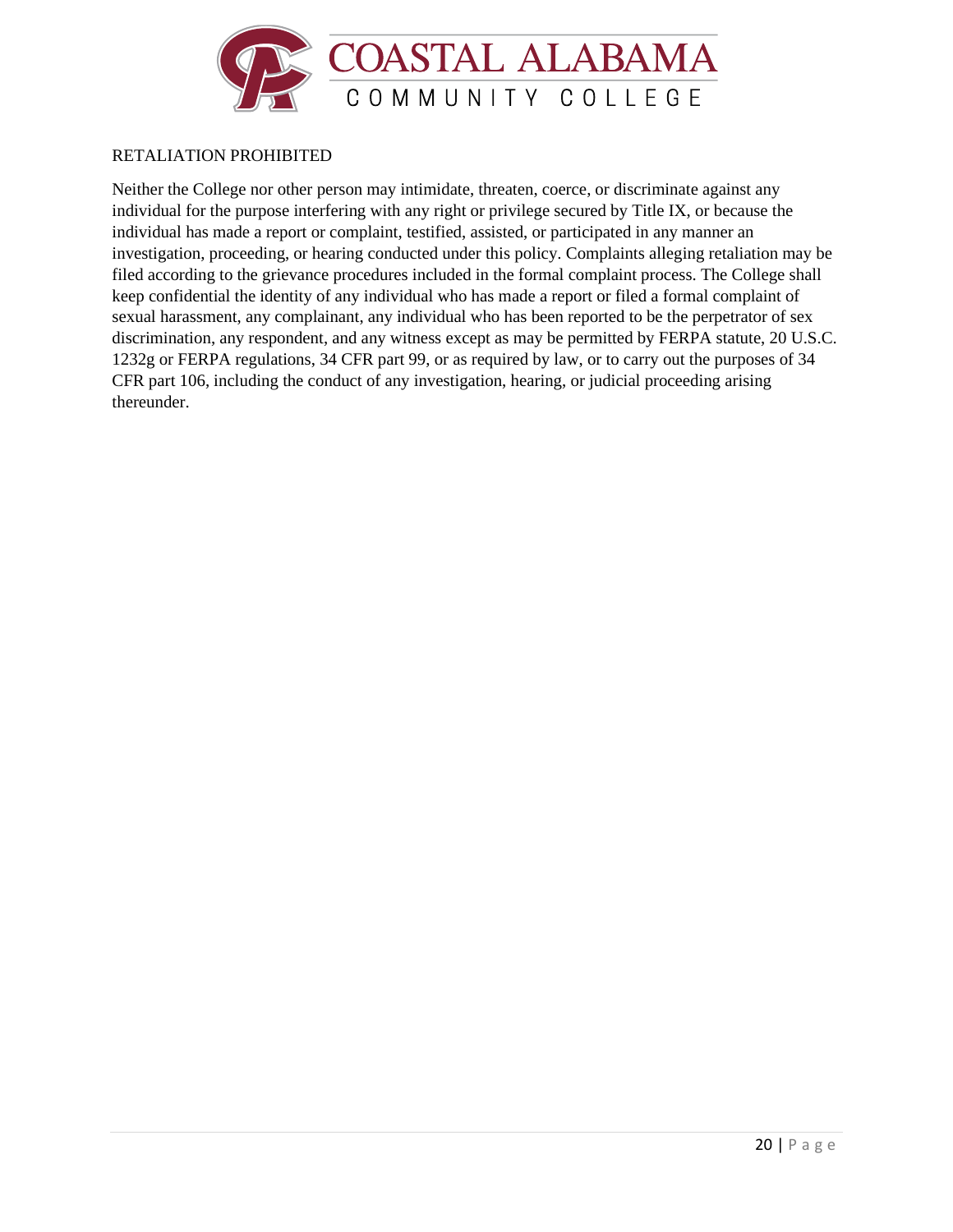## RETALIATION PROHIBITED

Neither the College nor other person may intimidate, threaten, coerce, or discriminate against any individual for the purpose interfering with any right or privilege secured by Title IX, or because the individual has made a report or complaint, testified, assisted, or participated in any manner an investigation, proceeding, or hearing conducted under this policy. Complaints alleging retaliation may be filed according to the grievance procedures included in the formal complaint process. The College shall keep confidential the identity of any individual who has made a report or filed a formal complaint of sexual harassment, any complainant, any individual who has been reported to be the perpetrator of sex discrimination, any respondent, and any witness except as may be permitted by FERPA statute, 20 U.S.C. 1232g or FERPA regulations, 34 CFR part 99, or as required by law, or to carry out the purposes of 34 CFR part 106, including the conduct of any investigation, hearing, or judicial proceeding arising thereunder.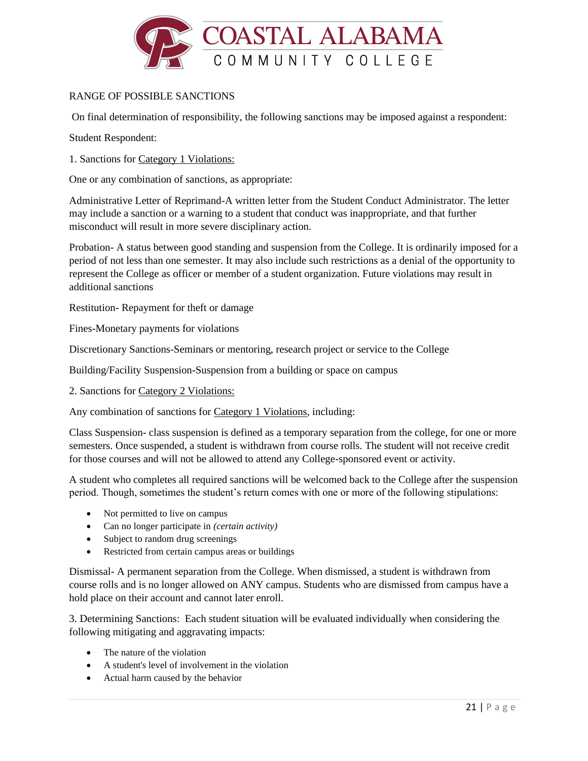RANGE OF POSSIBLE SANCTIONS

On final determination of responsibility, the following sanctions may be imposed against a respondent:

Student Respondent:

1. Sanctions for Category 1 Violations:

One or any combination of sanctions, as appropriate:

Administrative Letter of Reprimand-A written letter from the Student Conduct Administrator. The letter may include a sanction or a warning to a student that conduct was inappropriate, and that further misconduct will result in more severe disciplinary action.

Probation- A status between good standing and suspension from the College. It is ordinarily imposed for a period of not less than one semester. It may also include such restrictions as a denial of the opportunity to represent the College as officer or member of a student organization. Future violations may result in additional sanctions

Restitution- Repayment for theft or damage

Fines-Monetary payments for violations

Discretionary Sanctions-Seminars or mentoring, research project or service to the College

Building/Facility Suspension-Suspension from a building or space on campus

2. Sanctions for Category 2 Violations:

Any combination of sanctions for Category 1 Violations, including:

Class Suspension- class suspension is defined as a temporary separation from the college, for one or more semesters. Once suspended, a student is withdrawn from course rolls. The student will not receive credit for those courses and will not be allowed to attend any College-sponsored event or activity.

A student who completes all required sanctions will be welcomed back to the College after the suspension period. Though, sometimes the student's return comes with one or more of the following stipulations:

- Not permitted to live on campus
- Can no longer participate in *(certain activity)*
- Subject to random drug screenings
- Restricted from certain campus areas or buildings

Dismissal- A permanent separation from the College. When dismissed, a student is withdrawn from course rolls and is no longer allowed on ANY campus. Students who are dismissed from campus have a hold place on their account and cannot later enroll.

3. Determining Sanctions: Each student situation will be evaluated individually when considering the following mitigating and aggravating impacts:

- The nature of the violation
- A student's level of involvement in the violation
- Actual harm caused by the behavior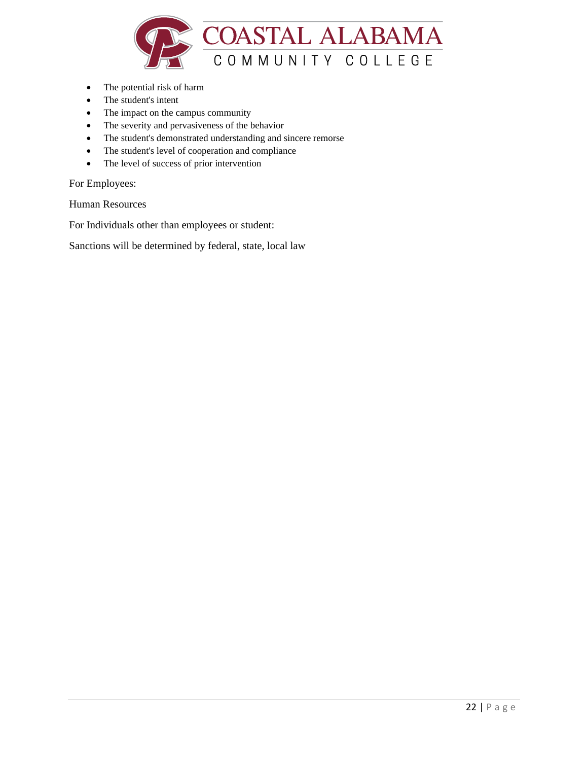- The potential risk of harm
- The student's intent
- The impact on the campus community
- The severity and pervasiveness of the behavior
- The student's demonstrated understanding and sincere remorse
- The student's level of cooperation and compliance
- The level of success of prior intervention

For Employees:

Human Resources

For Individuals other than employees or student:

Sanctions will be determined by federal, state, local law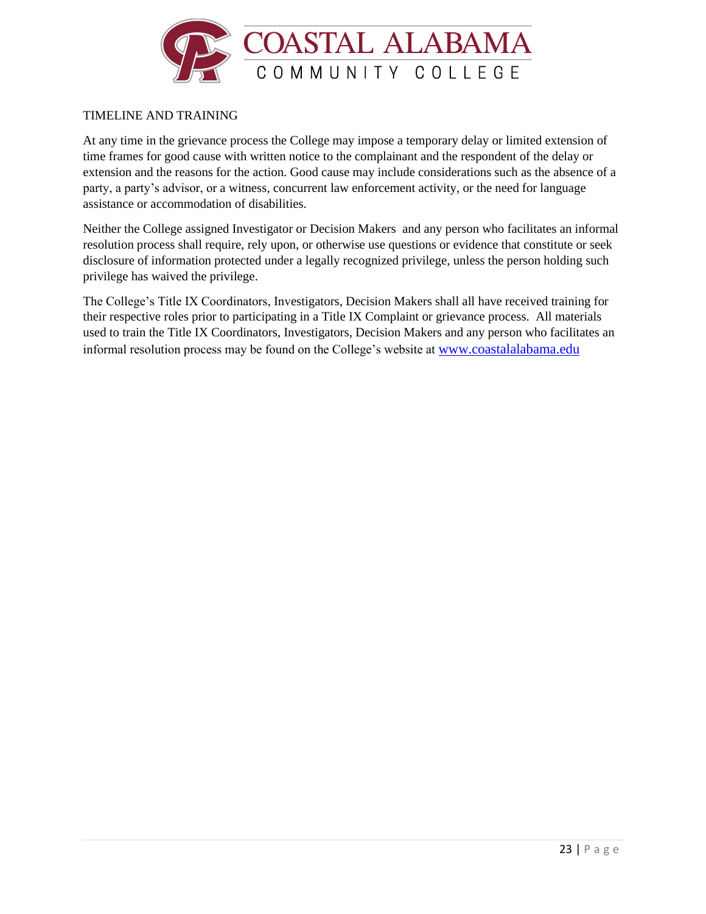## TIMELINE AND TRAINING

At any time in the grievance process the College may impose a temporary delay or limited extension of time frames for good cause with written notice to the complainant and the respondent of the delay or extension and the reasons for the action. Good cause may include considerations such as the absence of a party, a party's advisor, or a witness, concurrent law enforcement activity, or the need for language assistance or accommodation of disabilities.

Neither the College assigned Investigator or Decision Makers and any person who facilitates an informal resolution process shall require, rely upon, or otherwise use questions or evidence that constitute or seek disclosure of information protected under a legally recognized privilege, unless the person holding such privilege has waived the privilege.

The College's Title IX Coordinators, Investigators, Decision Makers shall all have received training for their respective roles prior to participating in a Title IX Complaint or grievance process. All materials used to train the Title IX Coordinators, Investigators, Decision Makers and any person who facilitates an informal resolution process may be found on the College's website at [www.coastalalabama.edu](http://www.coastalalabama.edu)